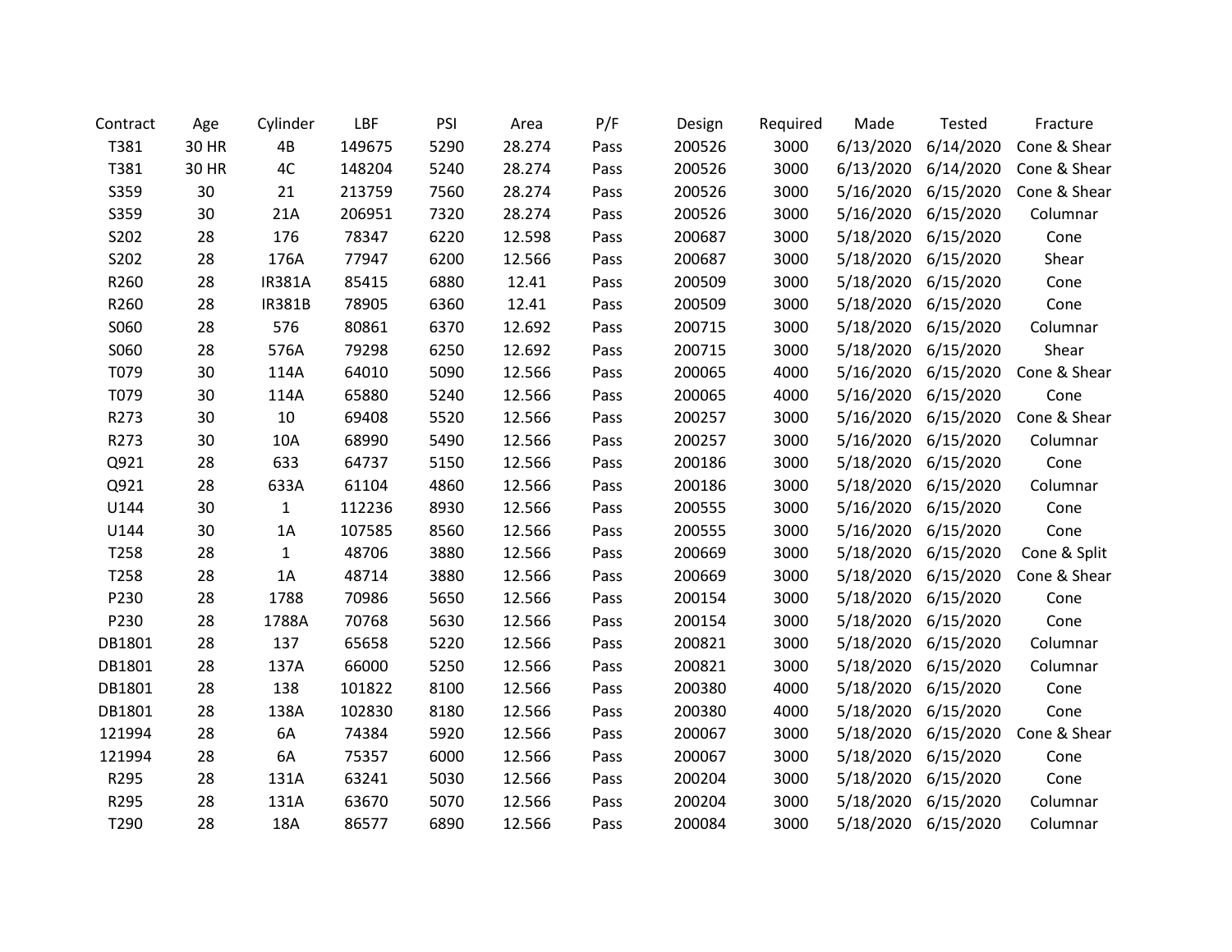| Contract | Age | Cylinder | LBF | PSI | Area | P/F | Design | Required | Made | Tested | Fracture |
|---|---|---|---|---|---|---|---|---|---|---|---|
| T381 | 30 HR | 4B | 149675 | 5290 | 28.274 | Pass | 200526 | 3000 | 6/13/2020 | 6/14/2020 | Cone & Shear |
| T381 | 30 HR | 4C | 148204 | 5240 | 28.274 | Pass | 200526 | 3000 | 6/13/2020 | 6/14/2020 | Cone & Shear |
| S359 | 30 | 21 | 213759 | 7560 | 28.274 | Pass | 200526 | 3000 | 5/16/2020 | 6/15/2020 | Cone & Shear |
| S359 | 30 | 21A | 206951 | 7320 | 28.274 | Pass | 200526 | 3000 | 5/16/2020 | 6/15/2020 | Columnar |
| S202 | 28 | 176 | 78347 | 6220 | 12.598 | Pass | 200687 | 3000 | 5/18/2020 | 6/15/2020 | Cone |
| S202 | 28 | 176A | 77947 | 6200 | 12.566 | Pass | 200687 | 3000 | 5/18/2020 | 6/15/2020 | Shear |
| R260 | 28 | IR381A | 85415 | 6880 | 12.41 | Pass | 200509 | 3000 | 5/18/2020 | 6/15/2020 | Cone |
| R260 | 28 | IR381B | 78905 | 6360 | 12.41 | Pass | 200509 | 3000 | 5/18/2020 | 6/15/2020 | Cone |
| S060 | 28 | 576 | 80861 | 6370 | 12.692 | Pass | 200715 | 3000 | 5/18/2020 | 6/15/2020 | Columnar |
| S060 | 28 | 576A | 79298 | 6250 | 12.692 | Pass | 200715 | 3000 | 5/18/2020 | 6/15/2020 | Shear |
| T079 | 30 | 114A | 64010 | 5090 | 12.566 | Pass | 200065 | 4000 | 5/16/2020 | 6/15/2020 | Cone & Shear |
| T079 | 30 | 114A | 65880 | 5240 | 12.566 | Pass | 200065 | 4000 | 5/16/2020 | 6/15/2020 | Cone |
| R273 | 30 | 10 | 69408 | 5520 | 12.566 | Pass | 200257 | 3000 | 5/16/2020 | 6/15/2020 | Cone & Shear |
| R273 | 30 | 10A | 68990 | 5490 | 12.566 | Pass | 200257 | 3000 | 5/16/2020 | 6/15/2020 | Columnar |
| Q921 | 28 | 633 | 64737 | 5150 | 12.566 | Pass | 200186 | 3000 | 5/18/2020 | 6/15/2020 | Cone |
| Q921 | 28 | 633A | 61104 | 4860 | 12.566 | Pass | 200186 | 3000 | 5/18/2020 | 6/15/2020 | Columnar |
| U144 | 30 | 1 | 112236 | 8930 | 12.566 | Pass | 200555 | 3000 | 5/16/2020 | 6/15/2020 | Cone |
| U144 | 30 | 1A | 107585 | 8560 | 12.566 | Pass | 200555 | 3000 | 5/16/2020 | 6/15/2020 | Cone |
| T258 | 28 | 1 | 48706 | 3880 | 12.566 | Pass | 200669 | 3000 | 5/18/2020 | 6/15/2020 | Cone & Split |
| T258 | 28 | 1A | 48714 | 3880 | 12.566 | Pass | 200669 | 3000 | 5/18/2020 | 6/15/2020 | Cone & Shear |
| P230 | 28 | 1788 | 70986 | 5650 | 12.566 | Pass | 200154 | 3000 | 5/18/2020 | 6/15/2020 | Cone |
| P230 | 28 | 1788A | 70768 | 5630 | 12.566 | Pass | 200154 | 3000 | 5/18/2020 | 6/15/2020 | Cone |
| DB1801 | 28 | 137 | 65658 | 5220 | 12.566 | Pass | 200821 | 3000 | 5/18/2020 | 6/15/2020 | Columnar |
| DB1801 | 28 | 137A | 66000 | 5250 | 12.566 | Pass | 200821 | 3000 | 5/18/2020 | 6/15/2020 | Columnar |
| DB1801 | 28 | 138 | 101822 | 8100 | 12.566 | Pass | 200380 | 4000 | 5/18/2020 | 6/15/2020 | Cone |
| DB1801 | 28 | 138A | 102830 | 8180 | 12.566 | Pass | 200380 | 4000 | 5/18/2020 | 6/15/2020 | Cone |
| 121994 | 28 | 6A | 74384 | 5920 | 12.566 | Pass | 200067 | 3000 | 5/18/2020 | 6/15/2020 | Cone & Shear |
| 121994 | 28 | 6A | 75357 | 6000 | 12.566 | Pass | 200067 | 3000 | 5/18/2020 | 6/15/2020 | Cone |
| R295 | 28 | 131A | 63241 | 5030 | 12.566 | Pass | 200204 | 3000 | 5/18/2020 | 6/15/2020 | Cone |
| R295 | 28 | 131A | 63670 | 5070 | 12.566 | Pass | 200204 | 3000 | 5/18/2020 | 6/15/2020 | Columnar |
| T290 | 28 | 18A | 86577 | 6890 | 12.566 | Pass | 200084 | 3000 | 5/18/2020 | 6/15/2020 | Columnar |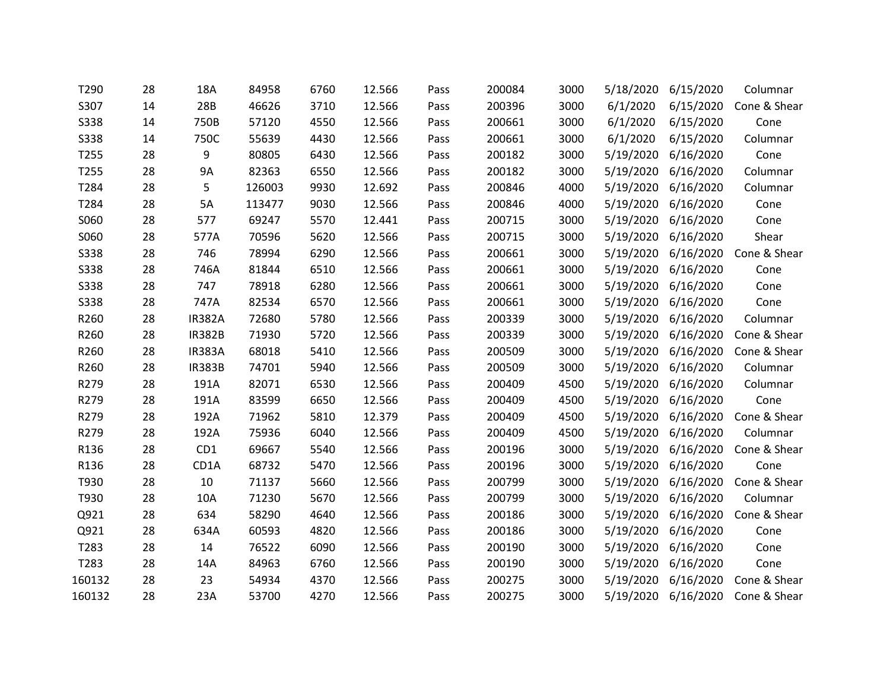| | | | | | | | | | | | |
|---|---|---|---|---|---|---|---|---|---|---|---|
| T290 | 28 | 18A | 84958 | 6760 | 12.566 | Pass | 200084 | 3000 | 5/18/2020 | 6/15/2020 | Columnar |
| S307 | 14 | 28B | 46626 | 3710 | 12.566 | Pass | 200396 | 3000 | 6/1/2020 | 6/15/2020 | Cone & Shear |
| S338 | 14 | 750B | 57120 | 4550 | 12.566 | Pass | 200661 | 3000 | 6/1/2020 | 6/15/2020 | Cone |
| S338 | 14 | 750C | 55639 | 4430 | 12.566 | Pass | 200661 | 3000 | 6/1/2020 | 6/15/2020 | Columnar |
| T255 | 28 | 9 | 80805 | 6430 | 12.566 | Pass | 200182 | 3000 | 5/19/2020 | 6/16/2020 | Cone |
| T255 | 28 | 9A | 82363 | 6550 | 12.566 | Pass | 200182 | 3000 | 5/19/2020 | 6/16/2020 | Columnar |
| T284 | 28 | 5 | 126003 | 9930 | 12.692 | Pass | 200846 | 4000 | 5/19/2020 | 6/16/2020 | Columnar |
| T284 | 28 | 5A | 113477 | 9030 | 12.566 | Pass | 200846 | 4000 | 5/19/2020 | 6/16/2020 | Cone |
| S060 | 28 | 577 | 69247 | 5570 | 12.441 | Pass | 200715 | 3000 | 5/19/2020 | 6/16/2020 | Cone |
| S060 | 28 | 577A | 70596 | 5620 | 12.566 | Pass | 200715 | 3000 | 5/19/2020 | 6/16/2020 | Shear |
| S338 | 28 | 746 | 78994 | 6290 | 12.566 | Pass | 200661 | 3000 | 5/19/2020 | 6/16/2020 | Cone & Shear |
| S338 | 28 | 746A | 81844 | 6510 | 12.566 | Pass | 200661 | 3000 | 5/19/2020 | 6/16/2020 | Cone |
| S338 | 28 | 747 | 78918 | 6280 | 12.566 | Pass | 200661 | 3000 | 5/19/2020 | 6/16/2020 | Cone |
| S338 | 28 | 747A | 82534 | 6570 | 12.566 | Pass | 200661 | 3000 | 5/19/2020 | 6/16/2020 | Cone |
| R260 | 28 | IR382A | 72680 | 5780 | 12.566 | Pass | 200339 | 3000 | 5/19/2020 | 6/16/2020 | Columnar |
| R260 | 28 | IR382B | 71930 | 5720 | 12.566 | Pass | 200339 | 3000 | 5/19/2020 | 6/16/2020 | Cone & Shear |
| R260 | 28 | IR383A | 68018 | 5410 | 12.566 | Pass | 200509 | 3000 | 5/19/2020 | 6/16/2020 | Cone & Shear |
| R260 | 28 | IR383B | 74701 | 5940 | 12.566 | Pass | 200509 | 3000 | 5/19/2020 | 6/16/2020 | Columnar |
| R279 | 28 | 191A | 82071 | 6530 | 12.566 | Pass | 200409 | 4500 | 5/19/2020 | 6/16/2020 | Columnar |
| R279 | 28 | 191A | 83599 | 6650 | 12.566 | Pass | 200409 | 4500 | 5/19/2020 | 6/16/2020 | Cone |
| R279 | 28 | 192A | 71962 | 5810 | 12.379 | Pass | 200409 | 4500 | 5/19/2020 | 6/16/2020 | Cone & Shear |
| R279 | 28 | 192A | 75936 | 6040 | 12.566 | Pass | 200409 | 4500 | 5/19/2020 | 6/16/2020 | Columnar |
| R136 | 28 | CD1 | 69667 | 5540 | 12.566 | Pass | 200196 | 3000 | 5/19/2020 | 6/16/2020 | Cone & Shear |
| R136 | 28 | CD1A | 68732 | 5470 | 12.566 | Pass | 200196 | 3000 | 5/19/2020 | 6/16/2020 | Cone |
| T930 | 28 | 10 | 71137 | 5660 | 12.566 | Pass | 200799 | 3000 | 5/19/2020 | 6/16/2020 | Cone & Shear |
| T930 | 28 | 10A | 71230 | 5670 | 12.566 | Pass | 200799 | 3000 | 5/19/2020 | 6/16/2020 | Columnar |
| Q921 | 28 | 634 | 58290 | 4640 | 12.566 | Pass | 200186 | 3000 | 5/19/2020 | 6/16/2020 | Cone & Shear |
| Q921 | 28 | 634A | 60593 | 4820 | 12.566 | Pass | 200186 | 3000 | 5/19/2020 | 6/16/2020 | Cone |
| T283 | 28 | 14 | 76522 | 6090 | 12.566 | Pass | 200190 | 3000 | 5/19/2020 | 6/16/2020 | Cone |
| T283 | 28 | 14A | 84963 | 6760 | 12.566 | Pass | 200190 | 3000 | 5/19/2020 | 6/16/2020 | Cone |
| 160132 | 28 | 23 | 54934 | 4370 | 12.566 | Pass | 200275 | 3000 | 5/19/2020 | 6/16/2020 | Cone & Shear |
| 160132 | 28 | 23A | 53700 | 4270 | 12.566 | Pass | 200275 | 3000 | 5/19/2020 | 6/16/2020 | Cone & Shear |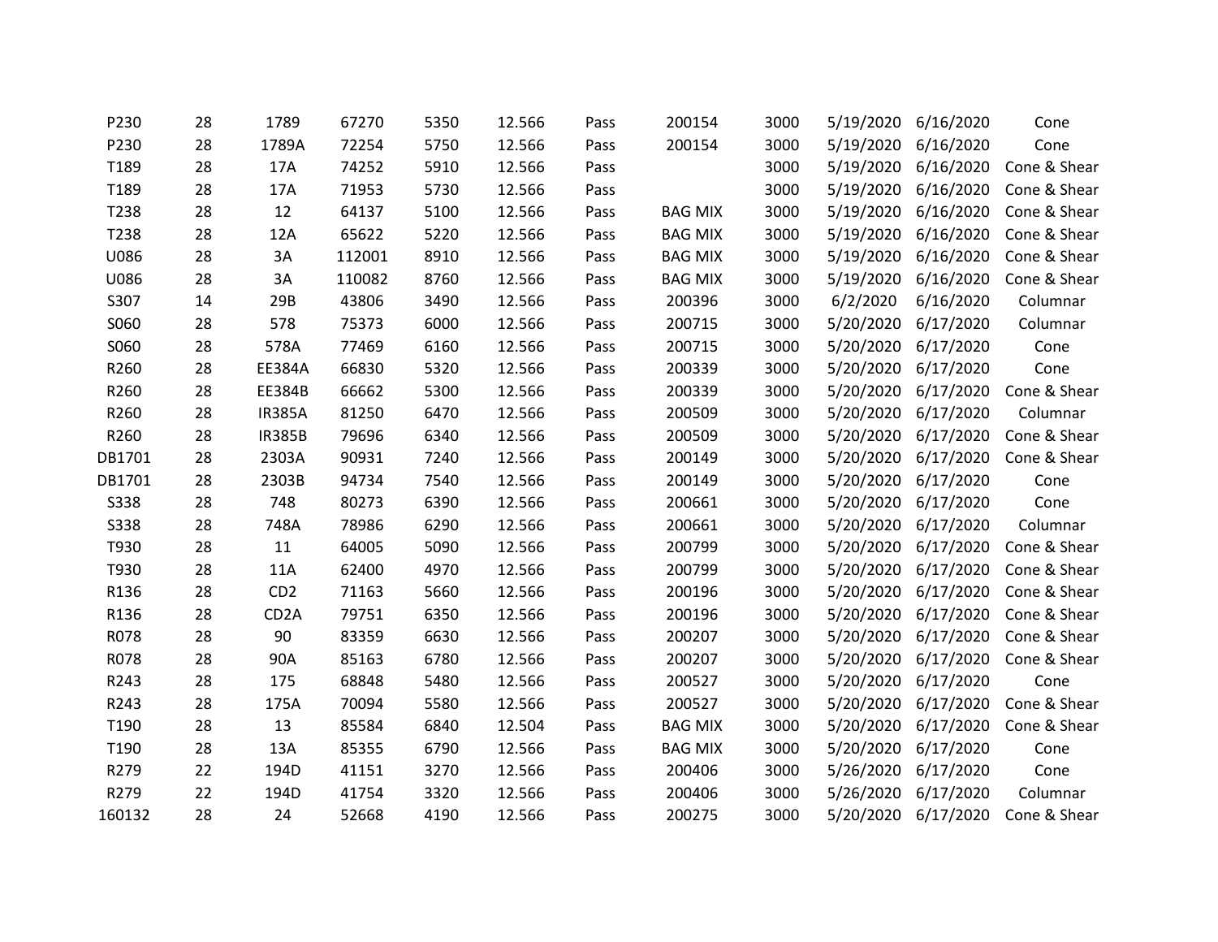| | | | | | | | | | | | |
|---|---|---|---|---|---|---|---|---|---|---|---|
| P230 | 28 | 1789 | 67270 | 5350 | 12.566 | Pass | 200154 | 3000 | 5/19/2020 | 6/16/2020 | Cone |
| P230 | 28 | 1789A | 72254 | 5750 | 12.566 | Pass | 200154 | 3000 | 5/19/2020 | 6/16/2020 | Cone |
| T189 | 28 | 17A | 74252 | 5910 | 12.566 | Pass | | 3000 | 5/19/2020 | 6/16/2020 | Cone & Shear |
| T189 | 28 | 17A | 71953 | 5730 | 12.566 | Pass | | 3000 | 5/19/2020 | 6/16/2020 | Cone & Shear |
| T238 | 28 | 12 | 64137 | 5100 | 12.566 | Pass | BAG MIX | 3000 | 5/19/2020 | 6/16/2020 | Cone & Shear |
| T238 | 28 | 12A | 65622 | 5220 | 12.566 | Pass | BAG MIX | 3000 | 5/19/2020 | 6/16/2020 | Cone & Shear |
| U086 | 28 | 3A | 112001 | 8910 | 12.566 | Pass | BAG MIX | 3000 | 5/19/2020 | 6/16/2020 | Cone & Shear |
| U086 | 28 | 3A | 110082 | 8760 | 12.566 | Pass | BAG MIX | 3000 | 5/19/2020 | 6/16/2020 | Cone & Shear |
| S307 | 14 | 29B | 43806 | 3490 | 12.566 | Pass | 200396 | 3000 | 6/2/2020 | 6/16/2020 | Columnar |
| S060 | 28 | 578 | 75373 | 6000 | 12.566 | Pass | 200715 | 3000 | 5/20/2020 | 6/17/2020 | Columnar |
| S060 | 28 | 578A | 77469 | 6160 | 12.566 | Pass | 200715 | 3000 | 5/20/2020 | 6/17/2020 | Cone |
| R260 | 28 | EE384A | 66830 | 5320 | 12.566 | Pass | 200339 | 3000 | 5/20/2020 | 6/17/2020 | Cone |
| R260 | 28 | EE384B | 66662 | 5300 | 12.566 | Pass | 200339 | 3000 | 5/20/2020 | 6/17/2020 | Cone & Shear |
| R260 | 28 | IR385A | 81250 | 6470 | 12.566 | Pass | 200509 | 3000 | 5/20/2020 | 6/17/2020 | Columnar |
| R260 | 28 | IR385B | 79696 | 6340 | 12.566 | Pass | 200509 | 3000 | 5/20/2020 | 6/17/2020 | Cone & Shear |
| DB1701 | 28 | 2303A | 90931 | 7240 | 12.566 | Pass | 200149 | 3000 | 5/20/2020 | 6/17/2020 | Cone & Shear |
| DB1701 | 28 | 2303B | 94734 | 7540 | 12.566 | Pass | 200149 | 3000 | 5/20/2020 | 6/17/2020 | Cone |
| S338 | 28 | 748 | 80273 | 6390 | 12.566 | Pass | 200661 | 3000 | 5/20/2020 | 6/17/2020 | Cone |
| S338 | 28 | 748A | 78986 | 6290 | 12.566 | Pass | 200661 | 3000 | 5/20/2020 | 6/17/2020 | Columnar |
| T930 | 28 | 11 | 64005 | 5090 | 12.566 | Pass | 200799 | 3000 | 5/20/2020 | 6/17/2020 | Cone & Shear |
| T930 | 28 | 11A | 62400 | 4970 | 12.566 | Pass | 200799 | 3000 | 5/20/2020 | 6/17/2020 | Cone & Shear |
| R136 | 28 | CD2 | 71163 | 5660 | 12.566 | Pass | 200196 | 3000 | 5/20/2020 | 6/17/2020 | Cone & Shear |
| R136 | 28 | CD2A | 79751 | 6350 | 12.566 | Pass | 200196 | 3000 | 5/20/2020 | 6/17/2020 | Cone & Shear |
| R078 | 28 | 90 | 83359 | 6630 | 12.566 | Pass | 200207 | 3000 | 5/20/2020 | 6/17/2020 | Cone & Shear |
| R078 | 28 | 90A | 85163 | 6780 | 12.566 | Pass | 200207 | 3000 | 5/20/2020 | 6/17/2020 | Cone & Shear |
| R243 | 28 | 175 | 68848 | 5480 | 12.566 | Pass | 200527 | 3000 | 5/20/2020 | 6/17/2020 | Cone |
| R243 | 28 | 175A | 70094 | 5580 | 12.566 | Pass | 200527 | 3000 | 5/20/2020 | 6/17/2020 | Cone & Shear |
| T190 | 28 | 13 | 85584 | 6840 | 12.504 | Pass | BAG MIX | 3000 | 5/20/2020 | 6/17/2020 | Cone & Shear |
| T190 | 28 | 13A | 85355 | 6790 | 12.566 | Pass | BAG MIX | 3000 | 5/20/2020 | 6/17/2020 | Cone |
| R279 | 22 | 194D | 41151 | 3270 | 12.566 | Pass | 200406 | 3000 | 5/26/2020 | 6/17/2020 | Cone |
| R279 | 22 | 194D | 41754 | 3320 | 12.566 | Pass | 200406 | 3000 | 5/26/2020 | 6/17/2020 | Columnar |
| 160132 | 28 | 24 | 52668 | 4190 | 12.566 | Pass | 200275 | 3000 | 5/20/2020 | 6/17/2020 | Cone & Shear |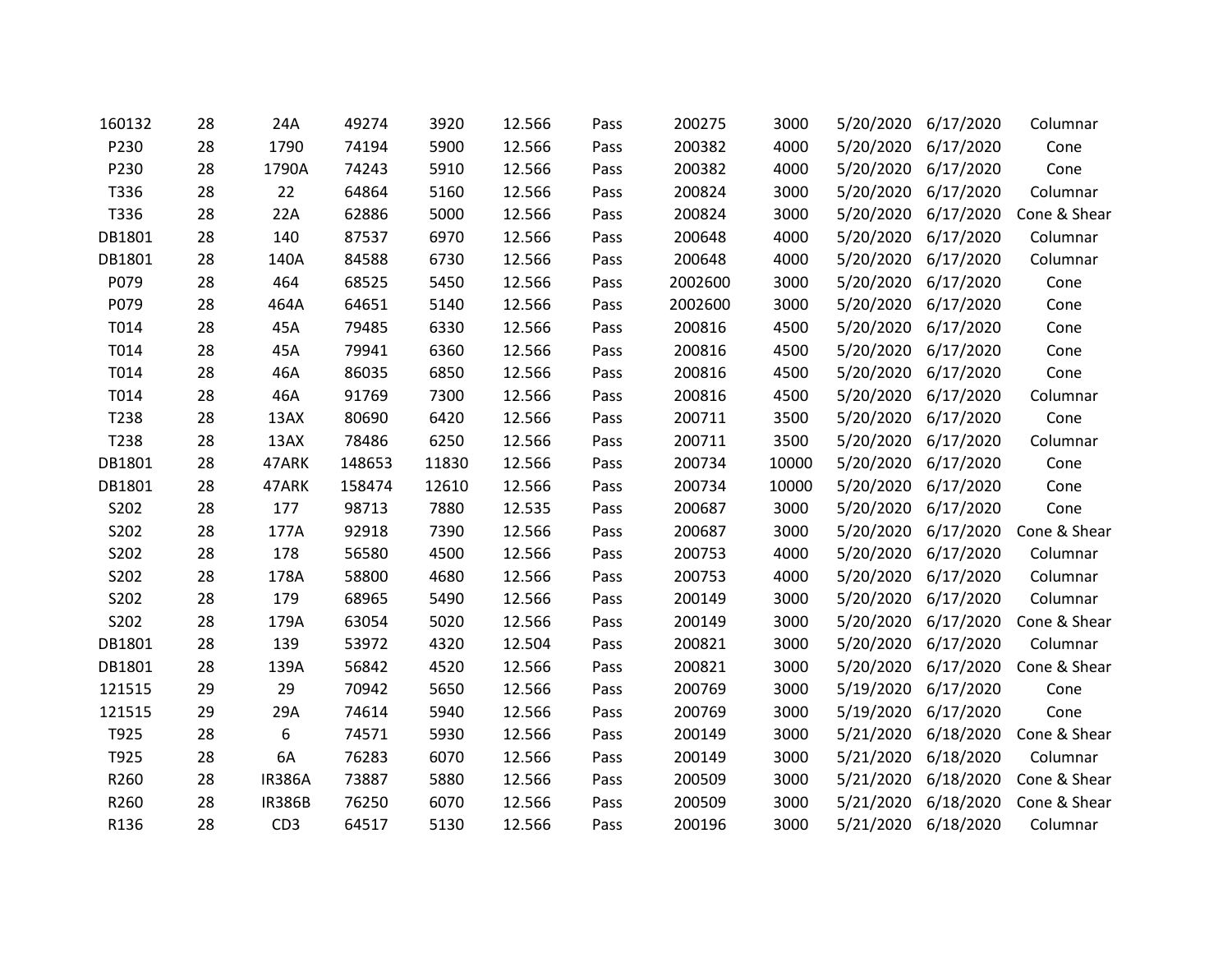| | | | | | | | | | | | |
|---|---|---|---|---|---|---|---|---|---|---|---|
| 160132 | 28 | 24A | 49274 | 3920 | 12.566 | Pass | 200275 | 3000 | 5/20/2020 | 6/17/2020 | Columnar |
| P230 | 28 | 1790 | 74194 | 5900 | 12.566 | Pass | 200382 | 4000 | 5/20/2020 | 6/17/2020 | Cone |
| P230 | 28 | 1790A | 74243 | 5910 | 12.566 | Pass | 200382 | 4000 | 5/20/2020 | 6/17/2020 | Cone |
| T336 | 28 | 22 | 64864 | 5160 | 12.566 | Pass | 200824 | 3000 | 5/20/2020 | 6/17/2020 | Columnar |
| T336 | 28 | 22A | 62886 | 5000 | 12.566 | Pass | 200824 | 3000 | 5/20/2020 | 6/17/2020 | Cone & Shear |
| DB1801 | 28 | 140 | 87537 | 6970 | 12.566 | Pass | 200648 | 4000 | 5/20/2020 | 6/17/2020 | Columnar |
| DB1801 | 28 | 140A | 84588 | 6730 | 12.566 | Pass | 200648 | 4000 | 5/20/2020 | 6/17/2020 | Columnar |
| P079 | 28 | 464 | 68525 | 5450 | 12.566 | Pass | 2002600 | 3000 | 5/20/2020 | 6/17/2020 | Cone |
| P079 | 28 | 464A | 64651 | 5140 | 12.566 | Pass | 2002600 | 3000 | 5/20/2020 | 6/17/2020 | Cone |
| T014 | 28 | 45A | 79485 | 6330 | 12.566 | Pass | 200816 | 4500 | 5/20/2020 | 6/17/2020 | Cone |
| T014 | 28 | 45A | 79941 | 6360 | 12.566 | Pass | 200816 | 4500 | 5/20/2020 | 6/17/2020 | Cone |
| T014 | 28 | 46A | 86035 | 6850 | 12.566 | Pass | 200816 | 4500 | 5/20/2020 | 6/17/2020 | Cone |
| T014 | 28 | 46A | 91769 | 7300 | 12.566 | Pass | 200816 | 4500 | 5/20/2020 | 6/17/2020 | Columnar |
| T238 | 28 | 13AX | 80690 | 6420 | 12.566 | Pass | 200711 | 3500 | 5/20/2020 | 6/17/2020 | Cone |
| T238 | 28 | 13AX | 78486 | 6250 | 12.566 | Pass | 200711 | 3500 | 5/20/2020 | 6/17/2020 | Columnar |
| DB1801 | 28 | 47ARK | 148653 | 11830 | 12.566 | Pass | 200734 | 10000 | 5/20/2020 | 6/17/2020 | Cone |
| DB1801 | 28 | 47ARK | 158474 | 12610 | 12.566 | Pass | 200734 | 10000 | 5/20/2020 | 6/17/2020 | Cone |
| S202 | 28 | 177 | 98713 | 7880 | 12.535 | Pass | 200687 | 3000 | 5/20/2020 | 6/17/2020 | Cone |
| S202 | 28 | 177A | 92918 | 7390 | 12.566 | Pass | 200687 | 3000 | 5/20/2020 | 6/17/2020 | Cone & Shear |
| S202 | 28 | 178 | 56580 | 4500 | 12.566 | Pass | 200753 | 4000 | 5/20/2020 | 6/17/2020 | Columnar |
| S202 | 28 | 178A | 58800 | 4680 | 12.566 | Pass | 200753 | 4000 | 5/20/2020 | 6/17/2020 | Columnar |
| S202 | 28 | 179 | 68965 | 5490 | 12.566 | Pass | 200149 | 3000 | 5/20/2020 | 6/17/2020 | Columnar |
| S202 | 28 | 179A | 63054 | 5020 | 12.566 | Pass | 200149 | 3000 | 5/20/2020 | 6/17/2020 | Cone & Shear |
| DB1801 | 28 | 139 | 53972 | 4320 | 12.504 | Pass | 200821 | 3000 | 5/20/2020 | 6/17/2020 | Columnar |
| DB1801 | 28 | 139A | 56842 | 4520 | 12.566 | Pass | 200821 | 3000 | 5/20/2020 | 6/17/2020 | Cone & Shear |
| 121515 | 29 | 29 | 70942 | 5650 | 12.566 | Pass | 200769 | 3000 | 5/19/2020 | 6/17/2020 | Cone |
| 121515 | 29 | 29A | 74614 | 5940 | 12.566 | Pass | 200769 | 3000 | 5/19/2020 | 6/17/2020 | Cone |
| T925 | 28 | 6 | 74571 | 5930 | 12.566 | Pass | 200149 | 3000 | 5/21/2020 | 6/18/2020 | Cone & Shear |
| T925 | 28 | 6A | 76283 | 6070 | 12.566 | Pass | 200149 | 3000 | 5/21/2020 | 6/18/2020 | Columnar |
| R260 | 28 | IR386A | 73887 | 5880 | 12.566 | Pass | 200509 | 3000 | 5/21/2020 | 6/18/2020 | Cone & Shear |
| R260 | 28 | IR386B | 76250 | 6070 | 12.566 | Pass | 200509 | 3000 | 5/21/2020 | 6/18/2020 | Cone & Shear |
| R136 | 28 | CD3 | 64517 | 5130 | 12.566 | Pass | 200196 | 3000 | 5/21/2020 | 6/18/2020 | Columnar |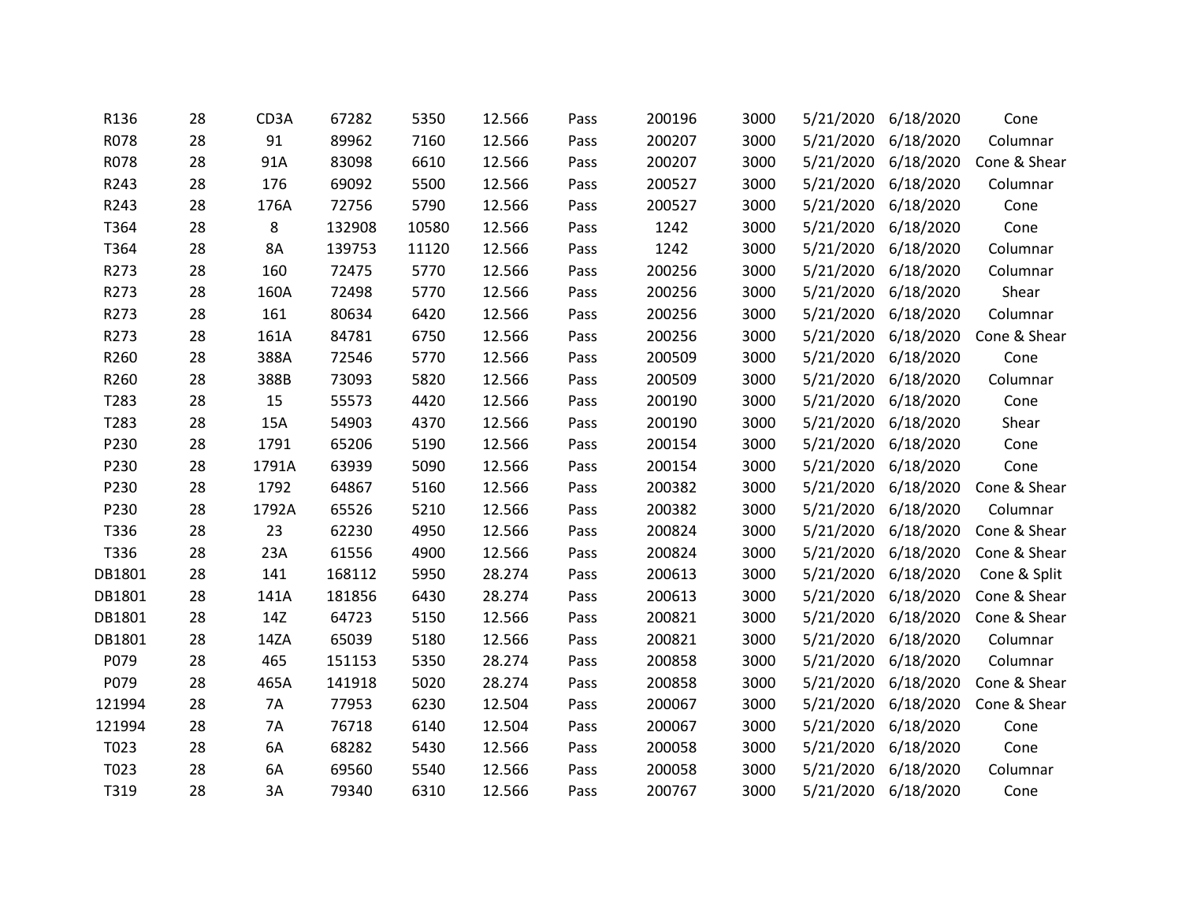| | | | | | | | | | | | |
|---|---|---|---|---|---|---|---|---|---|---|---|
| R136 | 28 | CD3A | 67282 | 5350 | 12.566 | Pass | 200196 | 3000 | 5/21/2020 | 6/18/2020 | Cone |
| R078 | 28 | 91 | 89962 | 7160 | 12.566 | Pass | 200207 | 3000 | 5/21/2020 | 6/18/2020 | Columnar |
| R078 | 28 | 91A | 83098 | 6610 | 12.566 | Pass | 200207 | 3000 | 5/21/2020 | 6/18/2020 | Cone & Shear |
| R243 | 28 | 176 | 69092 | 5500 | 12.566 | Pass | 200527 | 3000 | 5/21/2020 | 6/18/2020 | Columnar |
| R243 | 28 | 176A | 72756 | 5790 | 12.566 | Pass | 200527 | 3000 | 5/21/2020 | 6/18/2020 | Cone |
| T364 | 28 | 8 | 132908 | 10580 | 12.566 | Pass | 1242 | 3000 | 5/21/2020 | 6/18/2020 | Cone |
| T364 | 28 | 8A | 139753 | 11120 | 12.566 | Pass | 1242 | 3000 | 5/21/2020 | 6/18/2020 | Columnar |
| R273 | 28 | 160 | 72475 | 5770 | 12.566 | Pass | 200256 | 3000 | 5/21/2020 | 6/18/2020 | Columnar |
| R273 | 28 | 160A | 72498 | 5770 | 12.566 | Pass | 200256 | 3000 | 5/21/2020 | 6/18/2020 | Shear |
| R273 | 28 | 161 | 80634 | 6420 | 12.566 | Pass | 200256 | 3000 | 5/21/2020 | 6/18/2020 | Columnar |
| R273 | 28 | 161A | 84781 | 6750 | 12.566 | Pass | 200256 | 3000 | 5/21/2020 | 6/18/2020 | Cone & Shear |
| R260 | 28 | 388A | 72546 | 5770 | 12.566 | Pass | 200509 | 3000 | 5/21/2020 | 6/18/2020 | Cone |
| R260 | 28 | 388B | 73093 | 5820 | 12.566 | Pass | 200509 | 3000 | 5/21/2020 | 6/18/2020 | Columnar |
| T283 | 28 | 15 | 55573 | 4420 | 12.566 | Pass | 200190 | 3000 | 5/21/2020 | 6/18/2020 | Cone |
| T283 | 28 | 15A | 54903 | 4370 | 12.566 | Pass | 200190 | 3000 | 5/21/2020 | 6/18/2020 | Shear |
| P230 | 28 | 1791 | 65206 | 5190 | 12.566 | Pass | 200154 | 3000 | 5/21/2020 | 6/18/2020 | Cone |
| P230 | 28 | 1791A | 63939 | 5090 | 12.566 | Pass | 200154 | 3000 | 5/21/2020 | 6/18/2020 | Cone |
| P230 | 28 | 1792 | 64867 | 5160 | 12.566 | Pass | 200382 | 3000 | 5/21/2020 | 6/18/2020 | Cone & Shear |
| P230 | 28 | 1792A | 65526 | 5210 | 12.566 | Pass | 200382 | 3000 | 5/21/2020 | 6/18/2020 | Columnar |
| T336 | 28 | 23 | 62230 | 4950 | 12.566 | Pass | 200824 | 3000 | 5/21/2020 | 6/18/2020 | Cone & Shear |
| T336 | 28 | 23A | 61556 | 4900 | 12.566 | Pass | 200824 | 3000 | 5/21/2020 | 6/18/2020 | Cone & Shear |
| DB1801 | 28 | 141 | 168112 | 5950 | 28.274 | Pass | 200613 | 3000 | 5/21/2020 | 6/18/2020 | Cone & Split |
| DB1801 | 28 | 141A | 181856 | 6430 | 28.274 | Pass | 200613 | 3000 | 5/21/2020 | 6/18/2020 | Cone & Shear |
| DB1801 | 28 | 14Z | 64723 | 5150 | 12.566 | Pass | 200821 | 3000 | 5/21/2020 | 6/18/2020 | Cone & Shear |
| DB1801 | 28 | 14ZA | 65039 | 5180 | 12.566 | Pass | 200821 | 3000 | 5/21/2020 | 6/18/2020 | Columnar |
| P079 | 28 | 465 | 151153 | 5350 | 28.274 | Pass | 200858 | 3000 | 5/21/2020 | 6/18/2020 | Columnar |
| P079 | 28 | 465A | 141918 | 5020 | 28.274 | Pass | 200858 | 3000 | 5/21/2020 | 6/18/2020 | Cone & Shear |
| 121994 | 28 | 7A | 77953 | 6230 | 12.504 | Pass | 200067 | 3000 | 5/21/2020 | 6/18/2020 | Cone & Shear |
| 121994 | 28 | 7A | 76718 | 6140 | 12.504 | Pass | 200067 | 3000 | 5/21/2020 | 6/18/2020 | Cone |
| T023 | 28 | 6A | 68282 | 5430 | 12.566 | Pass | 200058 | 3000 | 5/21/2020 | 6/18/2020 | Cone |
| T023 | 28 | 6A | 69560 | 5540 | 12.566 | Pass | 200058 | 3000 | 5/21/2020 | 6/18/2020 | Columnar |
| T319 | 28 | 3A | 79340 | 6310 | 12.566 | Pass | 200767 | 3000 | 5/21/2020 | 6/18/2020 | Cone |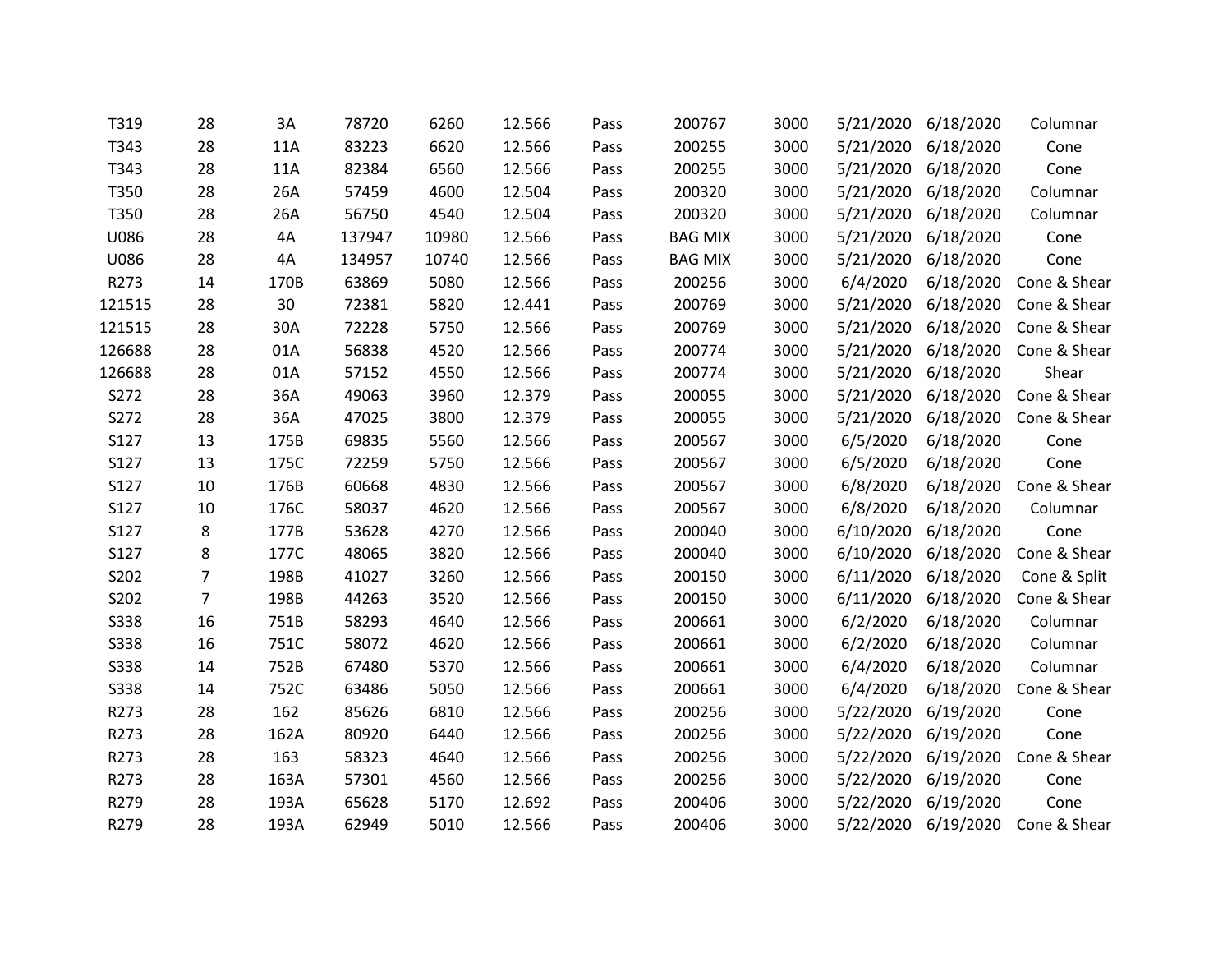| | | | | | | | | | | | |
|---|---|---|---|---|---|---|---|---|---|---|---|
| T319 | 28 | 3A | 78720 | 6260 | 12.566 | Pass | 200767 | 3000 | 5/21/2020 | 6/18/2020 | Columnar |
| T343 | 28 | 11A | 83223 | 6620 | 12.566 | Pass | 200255 | 3000 | 5/21/2020 | 6/18/2020 | Cone |
| T343 | 28 | 11A | 82384 | 6560 | 12.566 | Pass | 200255 | 3000 | 5/21/2020 | 6/18/2020 | Cone |
| T350 | 28 | 26A | 57459 | 4600 | 12.504 | Pass | 200320 | 3000 | 5/21/2020 | 6/18/2020 | Columnar |
| T350 | 28 | 26A | 56750 | 4540 | 12.504 | Pass | 200320 | 3000 | 5/21/2020 | 6/18/2020 | Columnar |
| U086 | 28 | 4A | 137947 | 10980 | 12.566 | Pass | BAG MIX | 3000 | 5/21/2020 | 6/18/2020 | Cone |
| U086 | 28 | 4A | 134957 | 10740 | 12.566 | Pass | BAG MIX | 3000 | 5/21/2020 | 6/18/2020 | Cone |
| R273 | 14 | 170B | 63869 | 5080 | 12.566 | Pass | 200256 | 3000 | 6/4/2020 | 6/18/2020 | Cone & Shear |
| 121515 | 28 | 30 | 72381 | 5820 | 12.441 | Pass | 200769 | 3000 | 5/21/2020 | 6/18/2020 | Cone & Shear |
| 121515 | 28 | 30A | 72228 | 5750 | 12.566 | Pass | 200769 | 3000 | 5/21/2020 | 6/18/2020 | Cone & Shear |
| 126688 | 28 | 01A | 56838 | 4520 | 12.566 | Pass | 200774 | 3000 | 5/21/2020 | 6/18/2020 | Cone & Shear |
| 126688 | 28 | 01A | 57152 | 4550 | 12.566 | Pass | 200774 | 3000 | 5/21/2020 | 6/18/2020 | Shear |
| S272 | 28 | 36A | 49063 | 3960 | 12.379 | Pass | 200055 | 3000 | 5/21/2020 | 6/18/2020 | Cone & Shear |
| S272 | 28 | 36A | 47025 | 3800 | 12.379 | Pass | 200055 | 3000 | 5/21/2020 | 6/18/2020 | Cone & Shear |
| S127 | 13 | 175B | 69835 | 5560 | 12.566 | Pass | 200567 | 3000 | 6/5/2020 | 6/18/2020 | Cone |
| S127 | 13 | 175C | 72259 | 5750 | 12.566 | Pass | 200567 | 3000 | 6/5/2020 | 6/18/2020 | Cone |
| S127 | 10 | 176B | 60668 | 4830 | 12.566 | Pass | 200567 | 3000 | 6/8/2020 | 6/18/2020 | Cone & Shear |
| S127 | 10 | 176C | 58037 | 4620 | 12.566 | Pass | 200567 | 3000 | 6/8/2020 | 6/18/2020 | Columnar |
| S127 | 8 | 177B | 53628 | 4270 | 12.566 | Pass | 200040 | 3000 | 6/10/2020 | 6/18/2020 | Cone |
| S127 | 8 | 177C | 48065 | 3820 | 12.566 | Pass | 200040 | 3000 | 6/10/2020 | 6/18/2020 | Cone & Shear |
| S202 | 7 | 198B | 41027 | 3260 | 12.566 | Pass | 200150 | 3000 | 6/11/2020 | 6/18/2020 | Cone & Split |
| S202 | 7 | 198B | 44263 | 3520 | 12.566 | Pass | 200150 | 3000 | 6/11/2020 | 6/18/2020 | Cone & Shear |
| S338 | 16 | 751B | 58293 | 4640 | 12.566 | Pass | 200661 | 3000 | 6/2/2020 | 6/18/2020 | Columnar |
| S338 | 16 | 751C | 58072 | 4620 | 12.566 | Pass | 200661 | 3000 | 6/2/2020 | 6/18/2020 | Columnar |
| S338 | 14 | 752B | 67480 | 5370 | 12.566 | Pass | 200661 | 3000 | 6/4/2020 | 6/18/2020 | Columnar |
| S338 | 14 | 752C | 63486 | 5050 | 12.566 | Pass | 200661 | 3000 | 6/4/2020 | 6/18/2020 | Cone & Shear |
| R273 | 28 | 162 | 85626 | 6810 | 12.566 | Pass | 200256 | 3000 | 5/22/2020 | 6/19/2020 | Cone |
| R273 | 28 | 162A | 80920 | 6440 | 12.566 | Pass | 200256 | 3000 | 5/22/2020 | 6/19/2020 | Cone |
| R273 | 28 | 163 | 58323 | 4640 | 12.566 | Pass | 200256 | 3000 | 5/22/2020 | 6/19/2020 | Cone & Shear |
| R273 | 28 | 163A | 57301 | 4560 | 12.566 | Pass | 200256 | 3000 | 5/22/2020 | 6/19/2020 | Cone |
| R279 | 28 | 193A | 65628 | 5170 | 12.692 | Pass | 200406 | 3000 | 5/22/2020 | 6/19/2020 | Cone |
| R279 | 28 | 193A | 62949 | 5010 | 12.566 | Pass | 200406 | 3000 | 5/22/2020 | 6/19/2020 | Cone & Shear |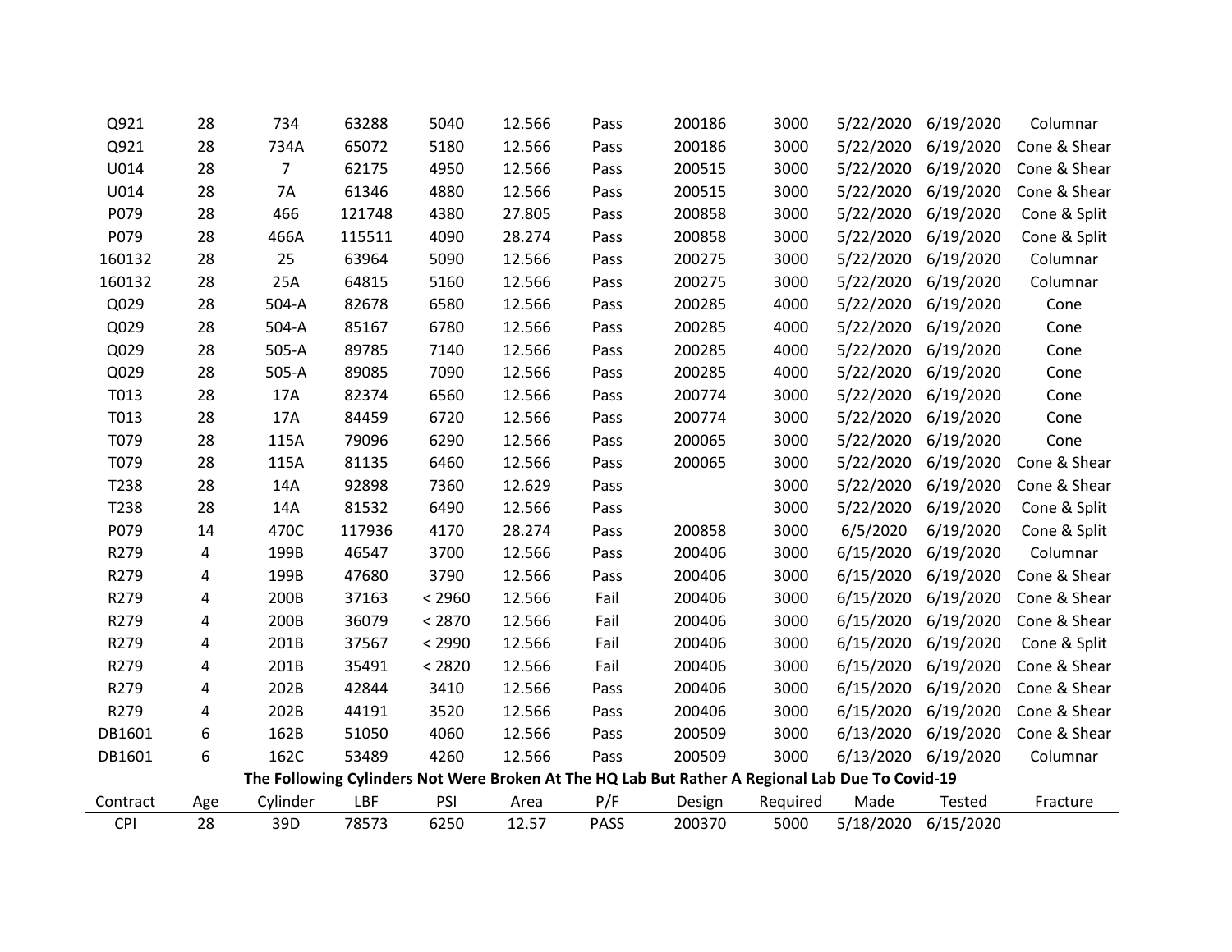| Contract | Age | Cylinder | LBF | PSI | Area | P/F | Design | Required | Made | Tested | Fracture |
|---|---|---|---|---|---|---|---|---|---|---|---|
| Q921 | 28 | 734 | 63288 | 5040 | 12.566 | Pass | 200186 | 3000 | 5/22/2020 | 6/19/2020 | Columnar |
| Q921 | 28 | 734A | 65072 | 5180 | 12.566 | Pass | 200186 | 3000 | 5/22/2020 | 6/19/2020 | Cone & Shear |
| U014 | 28 | 7 | 62175 | 4950 | 12.566 | Pass | 200515 | 3000 | 5/22/2020 | 6/19/2020 | Cone & Shear |
| U014 | 28 | 7A | 61346 | 4880 | 12.566 | Pass | 200515 | 3000 | 5/22/2020 | 6/19/2020 | Cone & Shear |
| P079 | 28 | 466 | 121748 | 4380 | 27.805 | Pass | 200858 | 3000 | 5/22/2020 | 6/19/2020 | Cone & Split |
| P079 | 28 | 466A | 115511 | 4090 | 28.274 | Pass | 200858 | 3000 | 5/22/2020 | 6/19/2020 | Cone & Split |
| 160132 | 28 | 25 | 63964 | 5090 | 12.566 | Pass | 200275 | 3000 | 5/22/2020 | 6/19/2020 | Columnar |
| 160132 | 28 | 25A | 64815 | 5160 | 12.566 | Pass | 200275 | 3000 | 5/22/2020 | 6/19/2020 | Columnar |
| Q029 | 28 | 504-A | 82678 | 6580 | 12.566 | Pass | 200285 | 4000 | 5/22/2020 | 6/19/2020 | Cone |
| Q029 | 28 | 504-A | 85167 | 6780 | 12.566 | Pass | 200285 | 4000 | 5/22/2020 | 6/19/2020 | Cone |
| Q029 | 28 | 505-A | 89785 | 7140 | 12.566 | Pass | 200285 | 4000 | 5/22/2020 | 6/19/2020 | Cone |
| Q029 | 28 | 505-A | 89085 | 7090 | 12.566 | Pass | 200285 | 4000 | 5/22/2020 | 6/19/2020 | Cone |
| T013 | 28 | 17A | 82374 | 6560 | 12.566 | Pass | 200774 | 3000 | 5/22/2020 | 6/19/2020 | Cone |
| T013 | 28 | 17A | 84459 | 6720 | 12.566 | Pass | 200774 | 3000 | 5/22/2020 | 6/19/2020 | Cone |
| T079 | 28 | 115A | 79096 | 6290 | 12.566 | Pass | 200065 | 3000 | 5/22/2020 | 6/19/2020 | Cone |
| T079 | 28 | 115A | 81135 | 6460 | 12.566 | Pass | 200065 | 3000 | 5/22/2020 | 6/19/2020 | Cone & Shear |
| T238 | 28 | 14A | 92898 | 7360 | 12.629 | Pass | | 3000 | 5/22/2020 | 6/19/2020 | Cone & Shear |
| T238 | 28 | 14A | 81532 | 6490 | 12.566 | Pass | | 3000 | 5/22/2020 | 6/19/2020 | Cone & Split |
| P079 | 14 | 470C | 117936 | 4170 | 28.274 | Pass | 200858 | 3000 | 6/5/2020 | 6/19/2020 | Cone & Split |
| R279 | 4 | 199B | 46547 | 3700 | 12.566 | Pass | 200406 | 3000 | 6/15/2020 | 6/19/2020 | Columnar |
| R279 | 4 | 199B | 47680 | 3790 | 12.566 | Pass | 200406 | 3000 | 6/15/2020 | 6/19/2020 | Cone & Shear |
| R279 | 4 | 200B | 37163 | < 2960 | 12.566 | Fail | 200406 | 3000 | 6/15/2020 | 6/19/2020 | Cone & Shear |
| R279 | 4 | 200B | 36079 | < 2870 | 12.566 | Fail | 200406 | 3000 | 6/15/2020 | 6/19/2020 | Cone & Shear |
| R279 | 4 | 201B | 37567 | < 2990 | 12.566 | Fail | 200406 | 3000 | 6/15/2020 | 6/19/2020 | Cone & Split |
| R279 | 4 | 201B | 35491 | < 2820 | 12.566 | Fail | 200406 | 3000 | 6/15/2020 | 6/19/2020 | Cone & Shear |
| R279 | 4 | 202B | 42844 | 3410 | 12.566 | Pass | 200406 | 3000 | 6/15/2020 | 6/19/2020 | Cone & Shear |
| R279 | 4 | 202B | 44191 | 3520 | 12.566 | Pass | 200406 | 3000 | 6/15/2020 | 6/19/2020 | Cone & Shear |
| DB1601 | 6 | 162B | 51050 | 4060 | 12.566 | Pass | 200509 | 3000 | 6/13/2020 | 6/19/2020 | Cone & Shear |
| DB1601 | 6 | 162C | 53489 | 4260 | 12.566 | Pass | 200509 | 3000 | 6/13/2020 | 6/19/2020 | Columnar |

**The Following Cylinders Not Were Broken At The HQ Lab But Rather A Regional Lab Due To Covid-19**

| Contract | Age | Cylinder | LBF | PSI | Area | P/F | Design | Required | Made | Tested | Fracture |
|---|---|---|---|---|---|---|---|---|---|---|---|
| CPI | 28 | 39D | 78573 | 6250 | 12.57 | PASS | 200370 | 5000 | 5/18/2020 | 6/15/2020 | |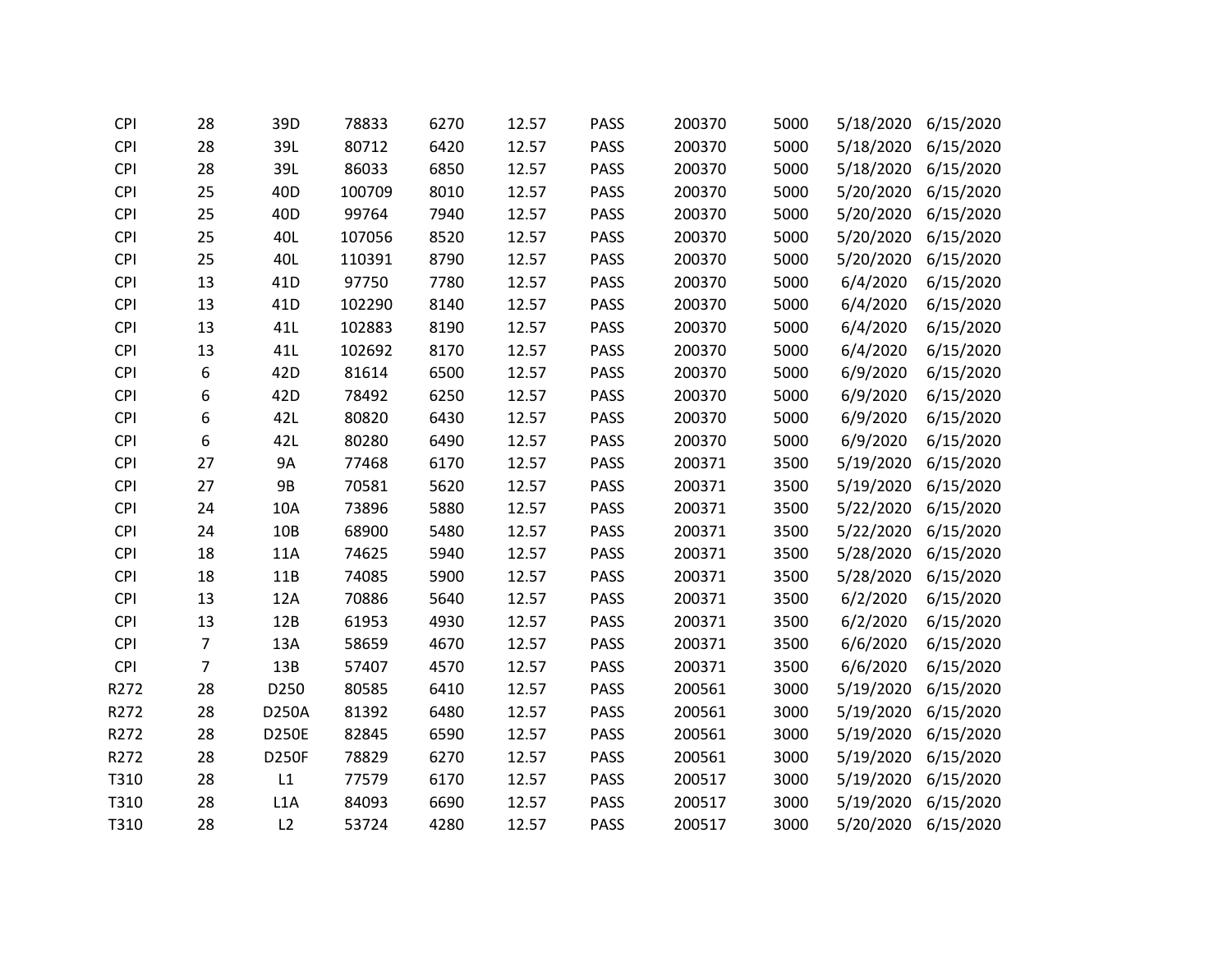| | | | | | | | | | | |
|---|---|---|---|---|---|---|---|---|---|---|
| CPI | 28 | 39D | 78833 | 6270 | 12.57 | PASS | 200370 | 5000 | 5/18/2020 | 6/15/2020 |
| CPI | 28 | 39L | 80712 | 6420 | 12.57 | PASS | 200370 | 5000 | 5/18/2020 | 6/15/2020 |
| CPI | 28 | 39L | 86033 | 6850 | 12.57 | PASS | 200370 | 5000 | 5/18/2020 | 6/15/2020 |
| CPI | 25 | 40D | 100709 | 8010 | 12.57 | PASS | 200370 | 5000 | 5/20/2020 | 6/15/2020 |
| CPI | 25 | 40D | 99764 | 7940 | 12.57 | PASS | 200370 | 5000 | 5/20/2020 | 6/15/2020 |
| CPI | 25 | 40L | 107056 | 8520 | 12.57 | PASS | 200370 | 5000 | 5/20/2020 | 6/15/2020 |
| CPI | 25 | 40L | 110391 | 8790 | 12.57 | PASS | 200370 | 5000 | 5/20/2020 | 6/15/2020 |
| CPI | 13 | 41D | 97750 | 7780 | 12.57 | PASS | 200370 | 5000 | 6/4/2020 | 6/15/2020 |
| CPI | 13 | 41D | 102290 | 8140 | 12.57 | PASS | 200370 | 5000 | 6/4/2020 | 6/15/2020 |
| CPI | 13 | 41L | 102883 | 8190 | 12.57 | PASS | 200370 | 5000 | 6/4/2020 | 6/15/2020 |
| CPI | 13 | 41L | 102692 | 8170 | 12.57 | PASS | 200370 | 5000 | 6/4/2020 | 6/15/2020 |
| CPI | 6 | 42D | 81614 | 6500 | 12.57 | PASS | 200370 | 5000 | 6/9/2020 | 6/15/2020 |
| CPI | 6 | 42D | 78492 | 6250 | 12.57 | PASS | 200370 | 5000 | 6/9/2020 | 6/15/2020 |
| CPI | 6 | 42L | 80820 | 6430 | 12.57 | PASS | 200370 | 5000 | 6/9/2020 | 6/15/2020 |
| CPI | 6 | 42L | 80280 | 6490 | 12.57 | PASS | 200370 | 5000 | 6/9/2020 | 6/15/2020 |
| CPI | 27 | 9A | 77468 | 6170 | 12.57 | PASS | 200371 | 3500 | 5/19/2020 | 6/15/2020 |
| CPI | 27 | 9B | 70581 | 5620 | 12.57 | PASS | 200371 | 3500 | 5/19/2020 | 6/15/2020 |
| CPI | 24 | 10A | 73896 | 5880 | 12.57 | PASS | 200371 | 3500 | 5/22/2020 | 6/15/2020 |
| CPI | 24 | 10B | 68900 | 5480 | 12.57 | PASS | 200371 | 3500 | 5/22/2020 | 6/15/2020 |
| CPI | 18 | 11A | 74625 | 5940 | 12.57 | PASS | 200371 | 3500 | 5/28/2020 | 6/15/2020 |
| CPI | 18 | 11B | 74085 | 5900 | 12.57 | PASS | 200371 | 3500 | 5/28/2020 | 6/15/2020 |
| CPI | 13 | 12A | 70886 | 5640 | 12.57 | PASS | 200371 | 3500 | 6/2/2020 | 6/15/2020 |
| CPI | 13 | 12B | 61953 | 4930 | 12.57 | PASS | 200371 | 3500 | 6/2/2020 | 6/15/2020 |
| CPI | 7 | 13A | 58659 | 4670 | 12.57 | PASS | 200371 | 3500 | 6/6/2020 | 6/15/2020 |
| CPI | 7 | 13B | 57407 | 4570 | 12.57 | PASS | 200371 | 3500 | 6/6/2020 | 6/15/2020 |
| R272 | 28 | D250 | 80585 | 6410 | 12.57 | PASS | 200561 | 3000 | 5/19/2020 | 6/15/2020 |
| R272 | 28 | D250A | 81392 | 6480 | 12.57 | PASS | 200561 | 3000 | 5/19/2020 | 6/15/2020 |
| R272 | 28 | D250E | 82845 | 6590 | 12.57 | PASS | 200561 | 3000 | 5/19/2020 | 6/15/2020 |
| R272 | 28 | D250F | 78829 | 6270 | 12.57 | PASS | 200561 | 3000 | 5/19/2020 | 6/15/2020 |
| T310 | 28 | L1 | 77579 | 6170 | 12.57 | PASS | 200517 | 3000 | 5/19/2020 | 6/15/2020 |
| T310 | 28 | L1A | 84093 | 6690 | 12.57 | PASS | 200517 | 3000 | 5/19/2020 | 6/15/2020 |
| T310 | 28 | L2 | 53724 | 4280 | 12.57 | PASS | 200517 | 3000 | 5/20/2020 | 6/15/2020 |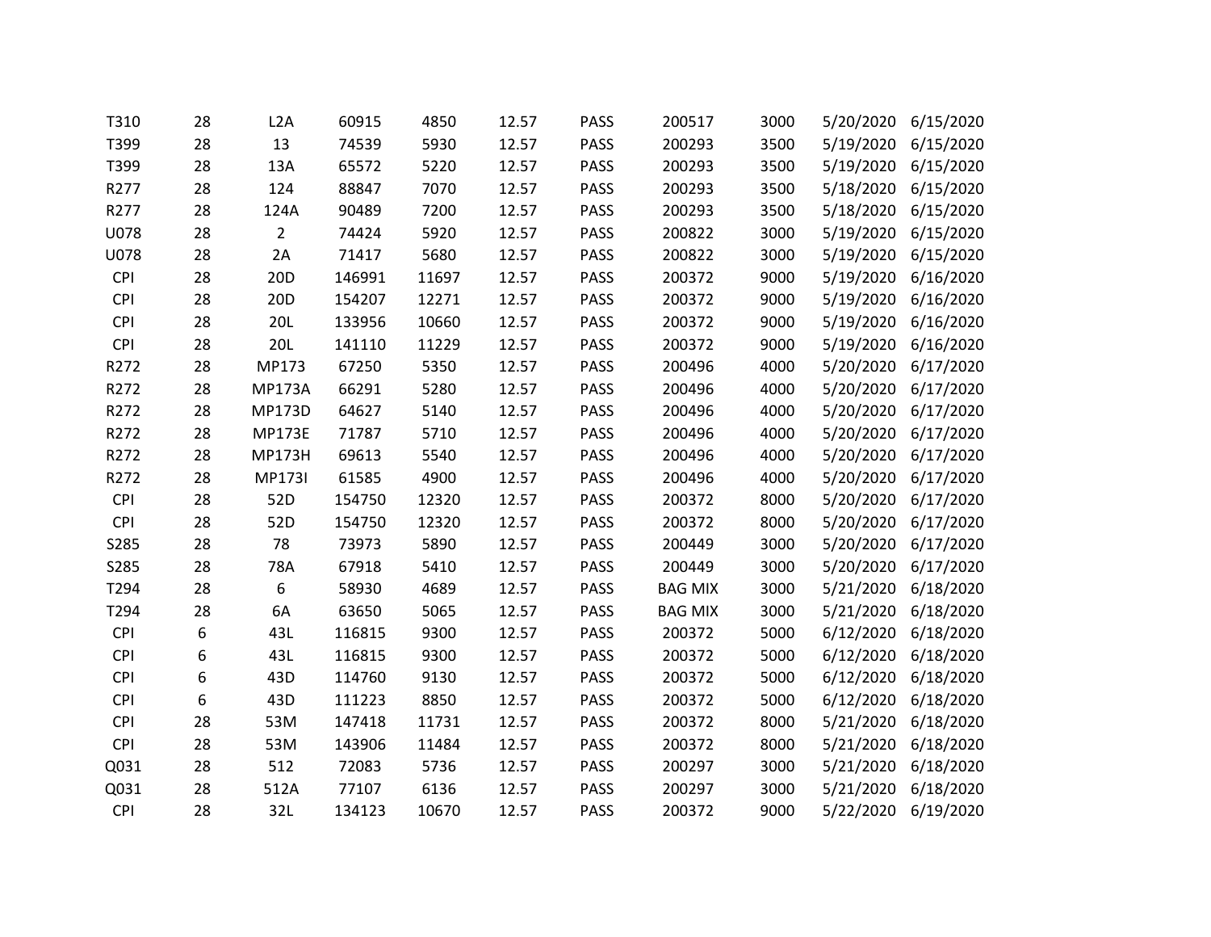| | | | | | | | | | | |
|---|---|---|---|---|---|---|---|---|---|---|
| T310 | 28 | L2A | 60915 | 4850 | 12.57 | PASS | 200517 | 3000 | 5/20/2020 | 6/15/2020 |
| T399 | 28 | 13 | 74539 | 5930 | 12.57 | PASS | 200293 | 3500 | 5/19/2020 | 6/15/2020 |
| T399 | 28 | 13A | 65572 | 5220 | 12.57 | PASS | 200293 | 3500 | 5/19/2020 | 6/15/2020 |
| R277 | 28 | 124 | 88847 | 7070 | 12.57 | PASS | 200293 | 3500 | 5/18/2020 | 6/15/2020 |
| R277 | 28 | 124A | 90489 | 7200 | 12.57 | PASS | 200293 | 3500 | 5/18/2020 | 6/15/2020 |
| U078 | 28 | 2 | 74424 | 5920 | 12.57 | PASS | 200822 | 3000 | 5/19/2020 | 6/15/2020 |
| U078 | 28 | 2A | 71417 | 5680 | 12.57 | PASS | 200822 | 3000 | 5/19/2020 | 6/15/2020 |
| CPI | 28 | 20D | 146991 | 11697 | 12.57 | PASS | 200372 | 9000 | 5/19/2020 | 6/16/2020 |
| CPI | 28 | 20D | 154207 | 12271 | 12.57 | PASS | 200372 | 9000 | 5/19/2020 | 6/16/2020 |
| CPI | 28 | 20L | 133956 | 10660 | 12.57 | PASS | 200372 | 9000 | 5/19/2020 | 6/16/2020 |
| CPI | 28 | 20L | 141110 | 11229 | 12.57 | PASS | 200372 | 9000 | 5/19/2020 | 6/16/2020 |
| R272 | 28 | MP173 | 67250 | 5350 | 12.57 | PASS | 200496 | 4000 | 5/20/2020 | 6/17/2020 |
| R272 | 28 | MP173A | 66291 | 5280 | 12.57 | PASS | 200496 | 4000 | 5/20/2020 | 6/17/2020 |
| R272 | 28 | MP173D | 64627 | 5140 | 12.57 | PASS | 200496 | 4000 | 5/20/2020 | 6/17/2020 |
| R272 | 28 | MP173E | 71787 | 5710 | 12.57 | PASS | 200496 | 4000 | 5/20/2020 | 6/17/2020 |
| R272 | 28 | MP173H | 69613 | 5540 | 12.57 | PASS | 200496 | 4000 | 5/20/2020 | 6/17/2020 |
| R272 | 28 | MP173I | 61585 | 4900 | 12.57 | PASS | 200496 | 4000 | 5/20/2020 | 6/17/2020 |
| CPI | 28 | 52D | 154750 | 12320 | 12.57 | PASS | 200372 | 8000 | 5/20/2020 | 6/17/2020 |
| CPI | 28 | 52D | 154750 | 12320 | 12.57 | PASS | 200372 | 8000 | 5/20/2020 | 6/17/2020 |
| S285 | 28 | 78 | 73973 | 5890 | 12.57 | PASS | 200449 | 3000 | 5/20/2020 | 6/17/2020 |
| S285 | 28 | 78A | 67918 | 5410 | 12.57 | PASS | 200449 | 3000 | 5/20/2020 | 6/17/2020 |
| T294 | 28 | 6 | 58930 | 4689 | 12.57 | PASS | BAG MIX | 3000 | 5/21/2020 | 6/18/2020 |
| T294 | 28 | 6A | 63650 | 5065 | 12.57 | PASS | BAG MIX | 3000 | 5/21/2020 | 6/18/2020 |
| CPI | 6 | 43L | 116815 | 9300 | 12.57 | PASS | 200372 | 5000 | 6/12/2020 | 6/18/2020 |
| CPI | 6 | 43L | 116815 | 9300 | 12.57 | PASS | 200372 | 5000 | 6/12/2020 | 6/18/2020 |
| CPI | 6 | 43D | 114760 | 9130 | 12.57 | PASS | 200372 | 5000 | 6/12/2020 | 6/18/2020 |
| CPI | 6 | 43D | 111223 | 8850 | 12.57 | PASS | 200372 | 5000 | 6/12/2020 | 6/18/2020 |
| CPI | 28 | 53M | 147418 | 11731 | 12.57 | PASS | 200372 | 8000 | 5/21/2020 | 6/18/2020 |
| CPI | 28 | 53M | 143906 | 11484 | 12.57 | PASS | 200372 | 8000 | 5/21/2020 | 6/18/2020 |
| Q031 | 28 | 512 | 72083 | 5736 | 12.57 | PASS | 200297 | 3000 | 5/21/2020 | 6/18/2020 |
| Q031 | 28 | 512A | 77107 | 6136 | 12.57 | PASS | 200297 | 3000 | 5/21/2020 | 6/18/2020 |
| CPI | 28 | 32L | 134123 | 10670 | 12.57 | PASS | 200372 | 9000 | 5/22/2020 | 6/19/2020 |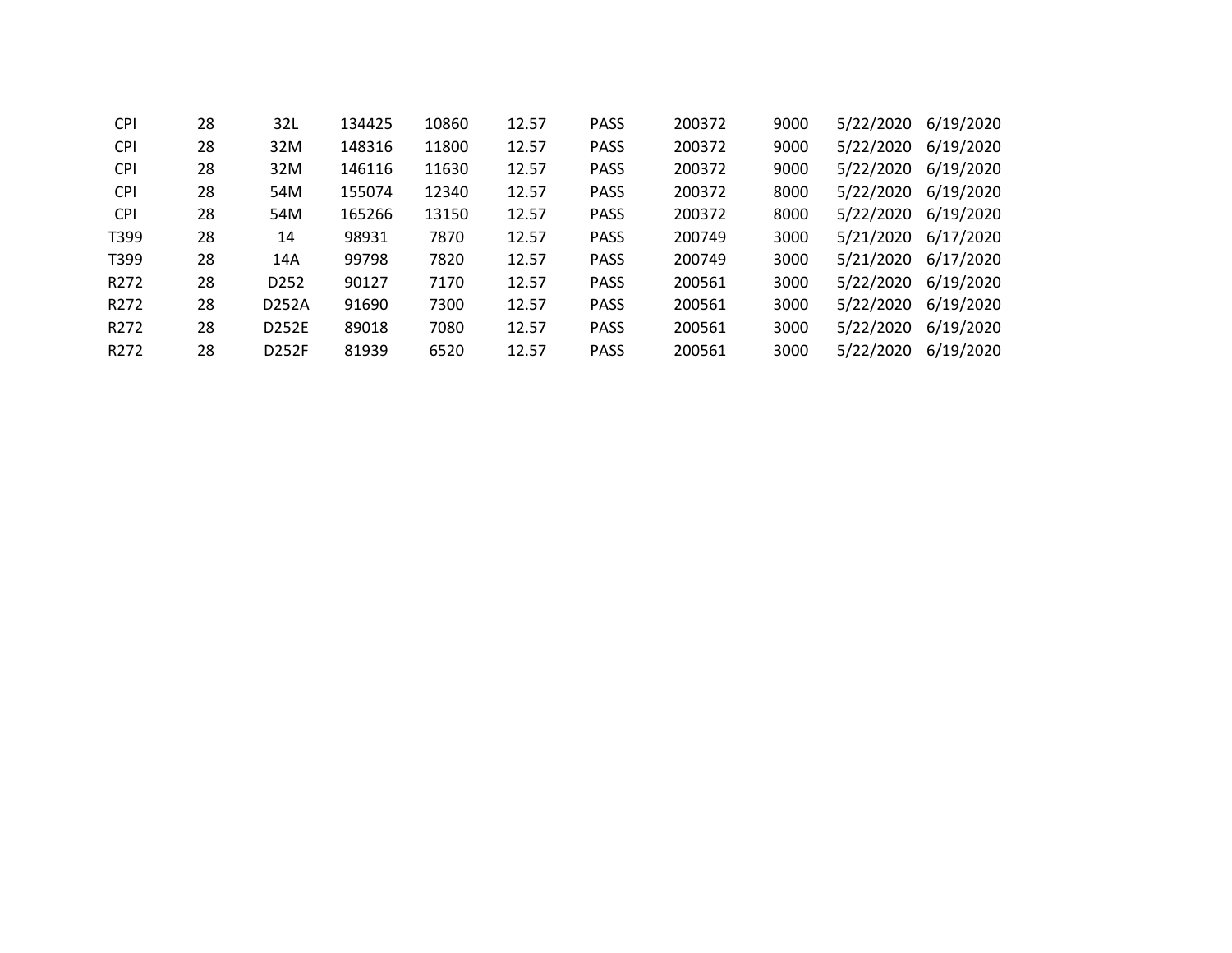| | | | | | | | | | | |
|---|---|---|---|---|---|---|---|---|---|---|
| CPI | 28 | 32L | 134425 | 10860 | 12.57 | PASS | 200372 | 9000 | 5/22/2020 | 6/19/2020 |
| CPI | 28 | 32M | 148316 | 11800 | 12.57 | PASS | 200372 | 9000 | 5/22/2020 | 6/19/2020 |
| CPI | 28 | 32M | 146116 | 11630 | 12.57 | PASS | 200372 | 9000 | 5/22/2020 | 6/19/2020 |
| CPI | 28 | 54M | 155074 | 12340 | 12.57 | PASS | 200372 | 8000 | 5/22/2020 | 6/19/2020 |
| CPI | 28 | 54M | 165266 | 13150 | 12.57 | PASS | 200372 | 8000 | 5/22/2020 | 6/19/2020 |
| T399 | 28 | 14 | 98931 | 7870 | 12.57 | PASS | 200749 | 3000 | 5/21/2020 | 6/17/2020 |
| T399 | 28 | 14A | 99798 | 7820 | 12.57 | PASS | 200749 | 3000 | 5/21/2020 | 6/17/2020 |
| R272 | 28 | D252 | 90127 | 7170 | 12.57 | PASS | 200561 | 3000 | 5/22/2020 | 6/19/2020 |
| R272 | 28 | D252A | 91690 | 7300 | 12.57 | PASS | 200561 | 3000 | 5/22/2020 | 6/19/2020 |
| R272 | 28 | D252E | 89018 | 7080 | 12.57 | PASS | 200561 | 3000 | 5/22/2020 | 6/19/2020 |
| R272 | 28 | D252F | 81939 | 6520 | 12.57 | PASS | 200561 | 3000 | 5/22/2020 | 6/19/2020 |